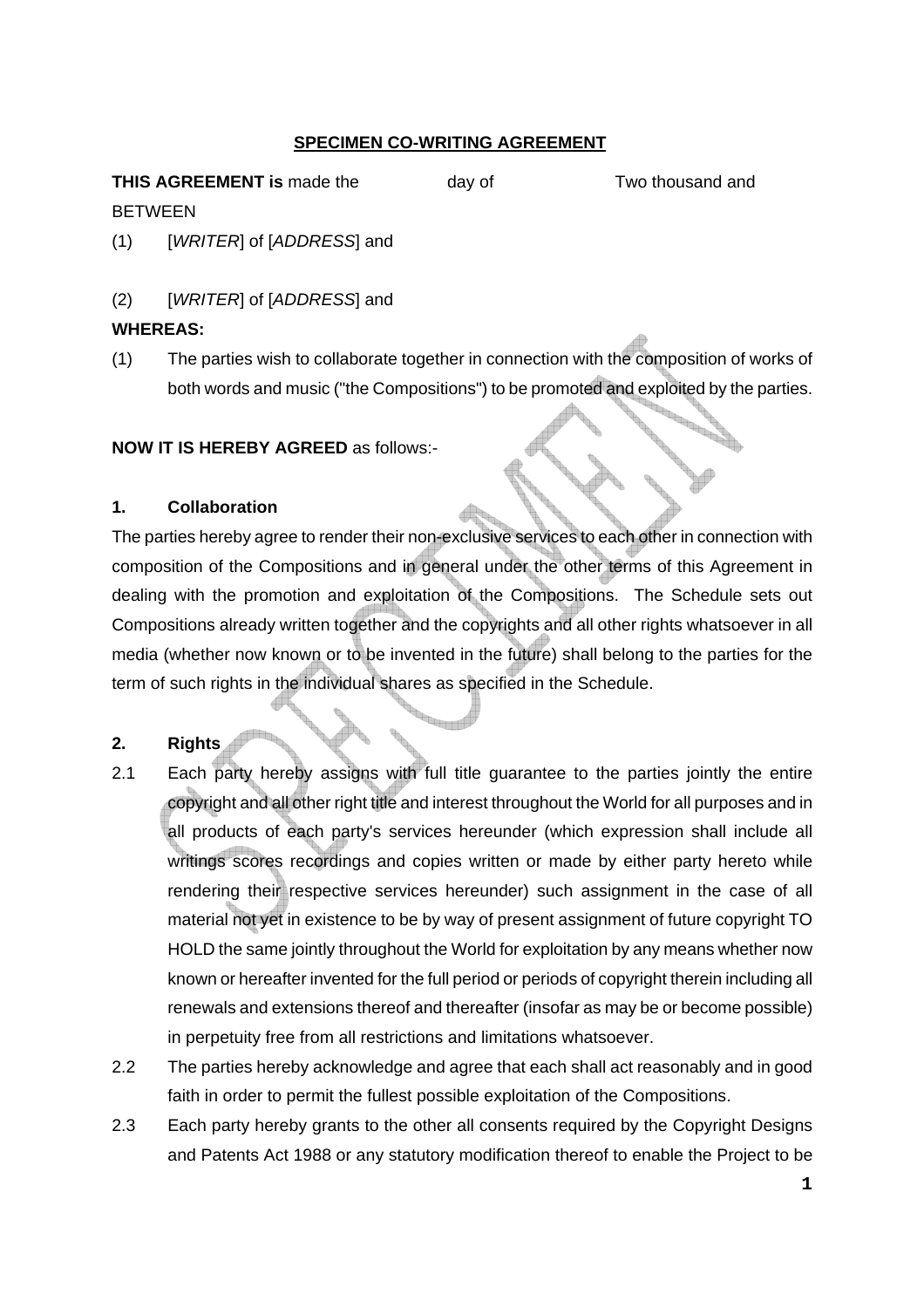**SPECIMEN CO-WRITING AGREEMENT**

**THIS AGREEMENT is** made the day of Two thousand and

BETWEEN

(1) [*WRITER*] of [*ADDRESS*] and

(2) [*WRITER*] of [*ADDRESS*] and

**WHEREAS:**

(1) The parties wish to collaborate together in connection with the composition of works of both words and music ("the Compositions") to be promoted and exploited by the parties.

**NOW IT IS HEREBY AGREED** as follows:-

**1. Collaboration**

The parties hereby agree to render their non-exclusive services to each other in connection with composition of the Compositions and in general under the other terms of this Agreement in dealing with the promotion and exploitation of the Compositions. The Schedule sets out Compositions already written together and the copyrights and all other rights whatsoever in all media (whether now known or to be invented in the future) shall belong to the parties for the term of such rights in the individual shares as specified in the Schedule.

**2. Rights**

2.1 Each party hereby assigns with full title guarantee to the parties jointly the entire copyright and all other right title and interest throughout the World for all purposes and in all products of each party's services hereunder (which expression shall include all writings scores recordings and copies written or made by either party hereto while rendering their respective services hereunder) such assignment in the case of all material not yet in existence to be by way of present assignment of future copyright TO HOLD the same jointly throughout the World for exploitation by any means whether now known or hereafter invented for the full period or periods of copyright therein including all renewals and extensions thereof and thereafter (insofar as may be or become possible) in perpetuity free from all restrictions and limitations whatsoever.

2.2 The parties hereby acknowledge and agree that each shall act reasonably and in good faith in order to permit the fullest possible exploitation of the Compositions.

2.3 Each party hereby grants to the other all consents required by the Copyright Designs and Patents Act 1988 or any statutory modification thereof to enable the Project to be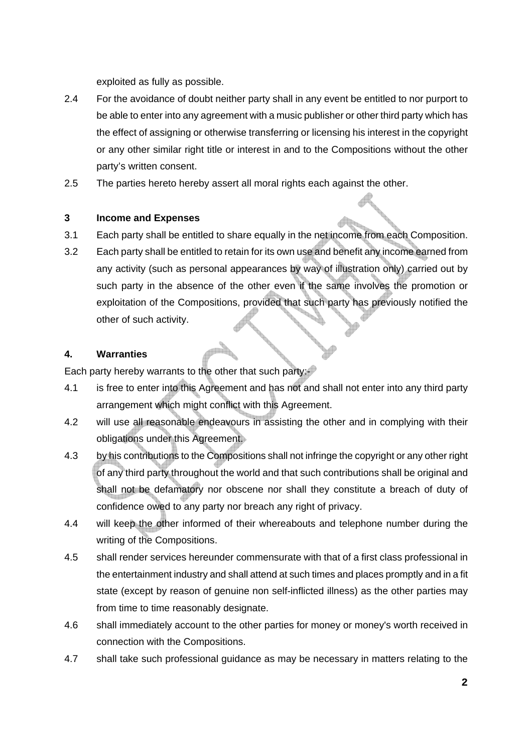exploited as fully as possible.

2.4 For the avoidance of doubt neither party shall in any event be entitled to nor purport to be able to enter into any agreement with a music publisher or other third party which has the effect of assigning or otherwise transferring or licensing his interest in the copyright or any other similar right title or interest in and to the Compositions without the other party's written consent.

2.5 The parties hereto hereby assert all moral rights each against the other.

**3 Income and Expenses**

3.1 Each party shall be entitled to share equally in the net income from each Composition.

3.2 Each party shall be entitled to retain for its own use and benefit any income earned from any activity (such as personal appearances by way of illustration only) carried out by such party in the absence of the other even if the same involves the promotion or exploitation of the Compositions, provided that such party has previously notified the other of such activity.

**4. Warranties**

Each party hereby warrants to the other that such party:-

4.1 is free to enter into this Agreement and has not and shall not enter into any third party arrangement which might conflict with this Agreement.

4.2 will use all reasonable endeavours in assisting the other and in complying with their obligations under this Agreement.

4.3 by his contributions to the Compositions shall not infringe the copyright or any other right of any third party throughout the world and that such contributions shall be original and shall not be defamatory nor obscene nor shall they constitute a breach of duty of confidence owed to any party nor breach any right of privacy.

4.4 will keep the other informed of their whereabouts and telephone number during the writing of the Compositions.

4.5 shall render services hereunder commensurate with that of a first class professional in the entertainment industry and shall attend at such times and places promptly and in a fit state (except by reason of genuine non self-inflicted illness) as the other parties may from time to time reasonably designate.

4.6 shall immediately account to the other parties for money or money's worth received in connection with the Compositions.

4.7 shall take such professional guidance as may be necessary in matters relating to the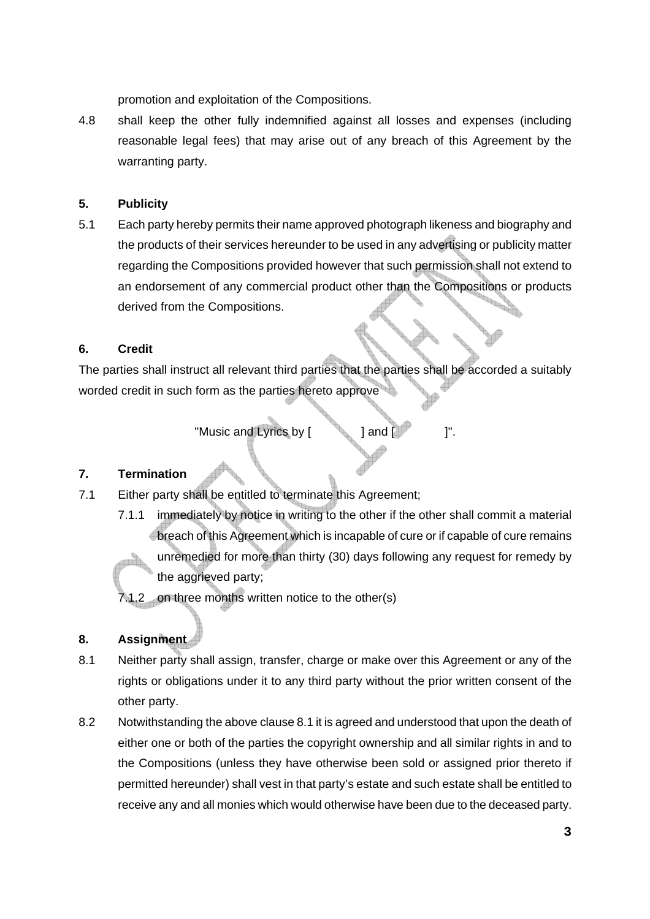promotion and exploitation of the Compositions.

4.8 shall keep the other fully indemnified against all losses and expenses (including reasonable legal fees) that may arise out of any breach of this Agreement by the warranting party.

**5. Publicity**

5.1 Each party hereby permits their name approved photograph likeness and biography and the products of their services hereunder to be used in any advertising or publicity matter regarding the Compositions provided however that such permission shall not extend to an endorsement of any commercial product other than the Compositions or products derived from the Compositions.

**6. Credit**

The parties shall instruct all relevant third parties that the parties shall be accorded a suitably worded credit in such form as the parties hereto approve

"Music and Lyrics by [ ] and [ ]".

**7. Termination**

7.1 Either party shall be entitled to terminate this Agreement;

7.1.1 immediately by notice in writing to the other if the other shall commit a material breach of this Agreement which is incapable of cure or if capable of cure remains unremedied for more than thirty (30) days following any request for remedy by the aggrieved party;

7.1.2 on three months written notice to the other(s)

**8. Assignment**

8.1 Neither party shall assign, transfer, charge or make over this Agreement or any of the rights or obligations under it to any third party without the prior written consent of the other party.

8.2 Notwithstanding the above clause 8.1 it is agreed and understood that upon the death of either one or both of the parties the copyright ownership and all similar rights in and to the Compositions (unless they have otherwise been sold or assigned prior thereto if permitted hereunder) shall vest in that party's estate and such estate shall be entitled to receive any and all monies which would otherwise have been due to the deceased party.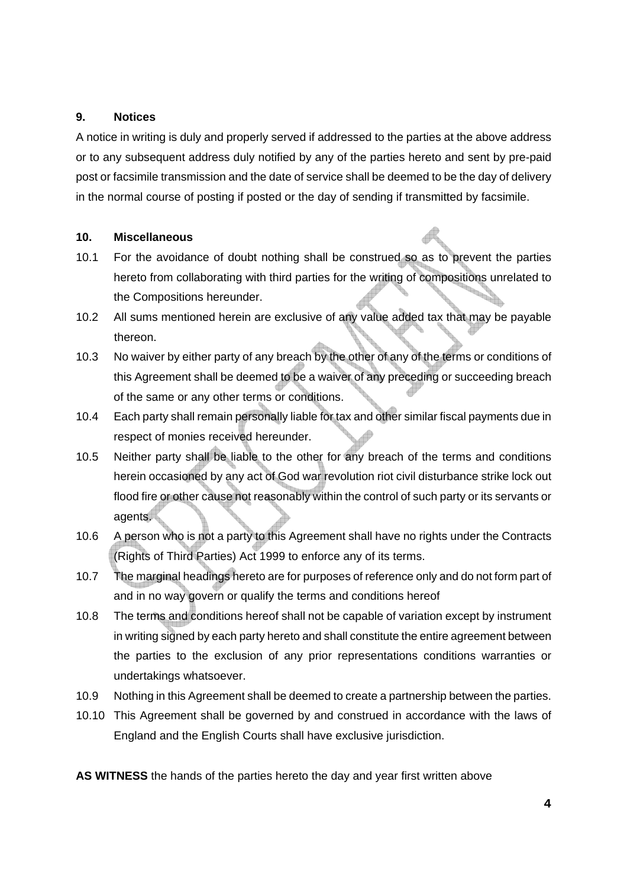### 9. Notices

A notice in writing is duly and properly served if addressed to the parties at the above address or to any subsequent address duly notified by any of the parties hereto and sent by pre-paid post or facsimile transmission and the date of service shall be deemed to be the day of delivery in the normal course of posting if posted or the day of sending if transmitted by facsimile.

### 10. Miscellaneous

10.1 For the avoidance of doubt nothing shall be construed so as to prevent the parties hereto from collaborating with third parties for the writing of compositions unrelated to the Compositions hereunder.

10.2 All sums mentioned herein are exclusive of any value added tax that may be payable thereon.

10.3 No waiver by either party of any breach by the other of any of the terms or conditions of this Agreement shall be deemed to be a waiver of any preceding or succeeding breach of the same or any other terms or conditions.

10.4 Each party shall remain personally liable for tax and other similar fiscal payments due in respect of monies received hereunder.

10.5 Neither party shall be liable to the other for any breach of the terms and conditions herein occasioned by any act of God war revolution riot civil disturbance strike lock out flood fire or other cause not reasonably within the control of such party or its servants or agents.

10.6 A person who is not a party to this Agreement shall have no rights under the Contracts (Rights of Third Parties) Act 1999 to enforce any of its terms.

10.7 The marginal headings hereto are for purposes of reference only and do not form part of and in no way govern or qualify the terms and conditions hereof

10.8 The terms and conditions hereof shall not be capable of variation except by instrument in writing signed by each party hereto and shall constitute the entire agreement between the parties to the exclusion of any prior representations conditions warranties or undertakings whatsoever.

10.9 Nothing in this Agreement shall be deemed to create a partnership between the parties.

10.10 This Agreement shall be governed by and construed in accordance with the laws of England and the English Courts shall have exclusive jurisdiction.

**AS WITNESS** the hands of the parties hereto the day and year first written above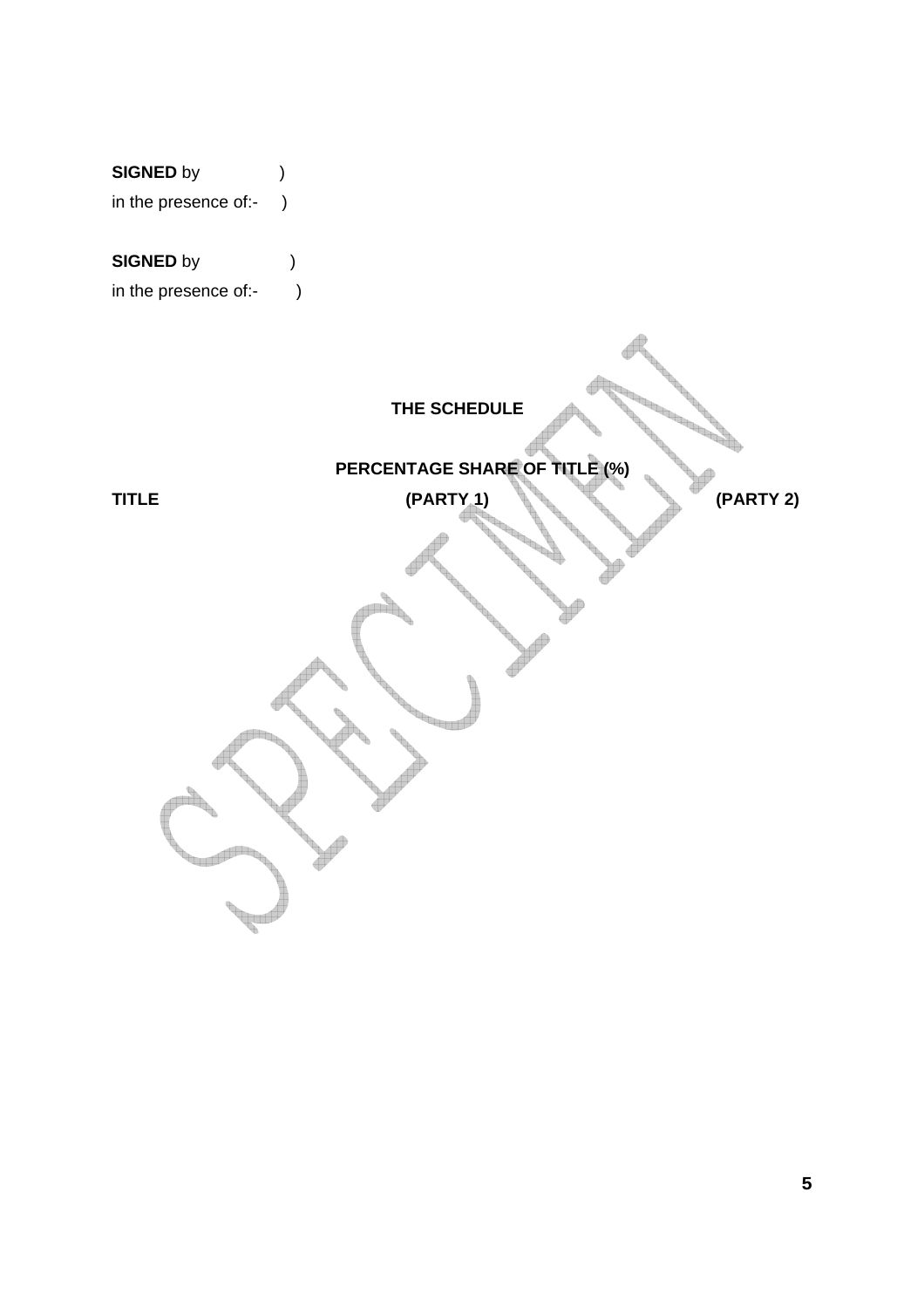**SIGNED** by )
in the presence of:- )

**SIGNED** by )
in the presence of:- )

**THE SCHEDULE**

| | **PERCENTAGE SHARE OF TITLE (%)** | |
|---|---|---|
| **TITLE** | **(PARTY 1)** | **(PARTY 2)** |